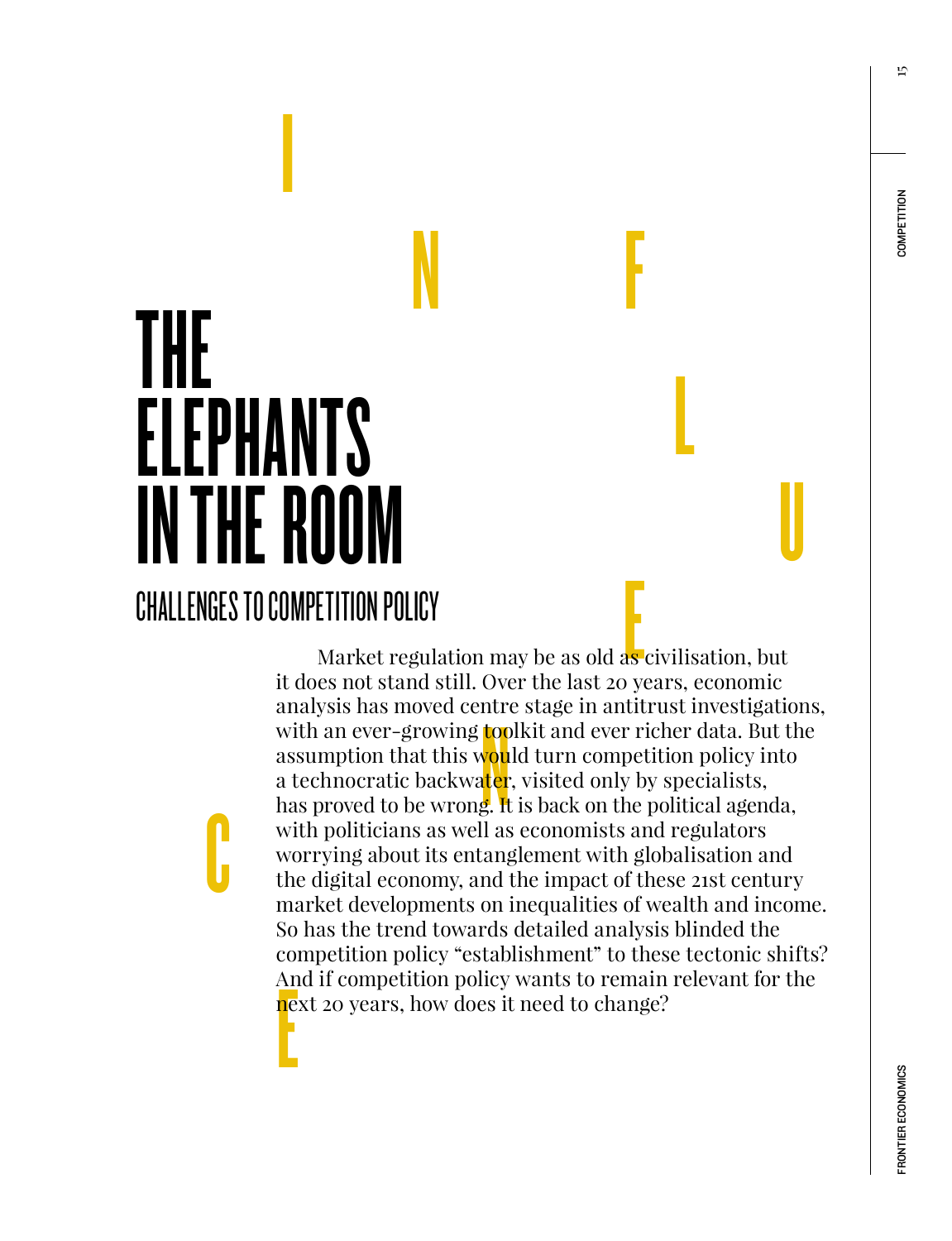# THE ELEPHANTS IN THE ROOM

## CHALLENGES TO COMPETITION POLICY

Market regulation may be as old as civilisation, but it does not stand still. Over the last 20 years, economic analysis has moved centre stage in antitrust investigations, with an ever-growing toolkit and ever richer data. But the assumption that this would turn competition policy into a technocratic backwater, visited only by specialists, has proved to be wrong. It is back on the political agenda, with politicians as well as economists and regulators worrying about its entanglement with globalisation and the digital economy, and the impact of these 21st century market developments on inequalities of wealth and income. So has the trend towards detailed analysis blinded the competition policy "establishment" to these tectonic shifts? And if competition policy wants to remain relevant for the next 20 years, how does it need to change?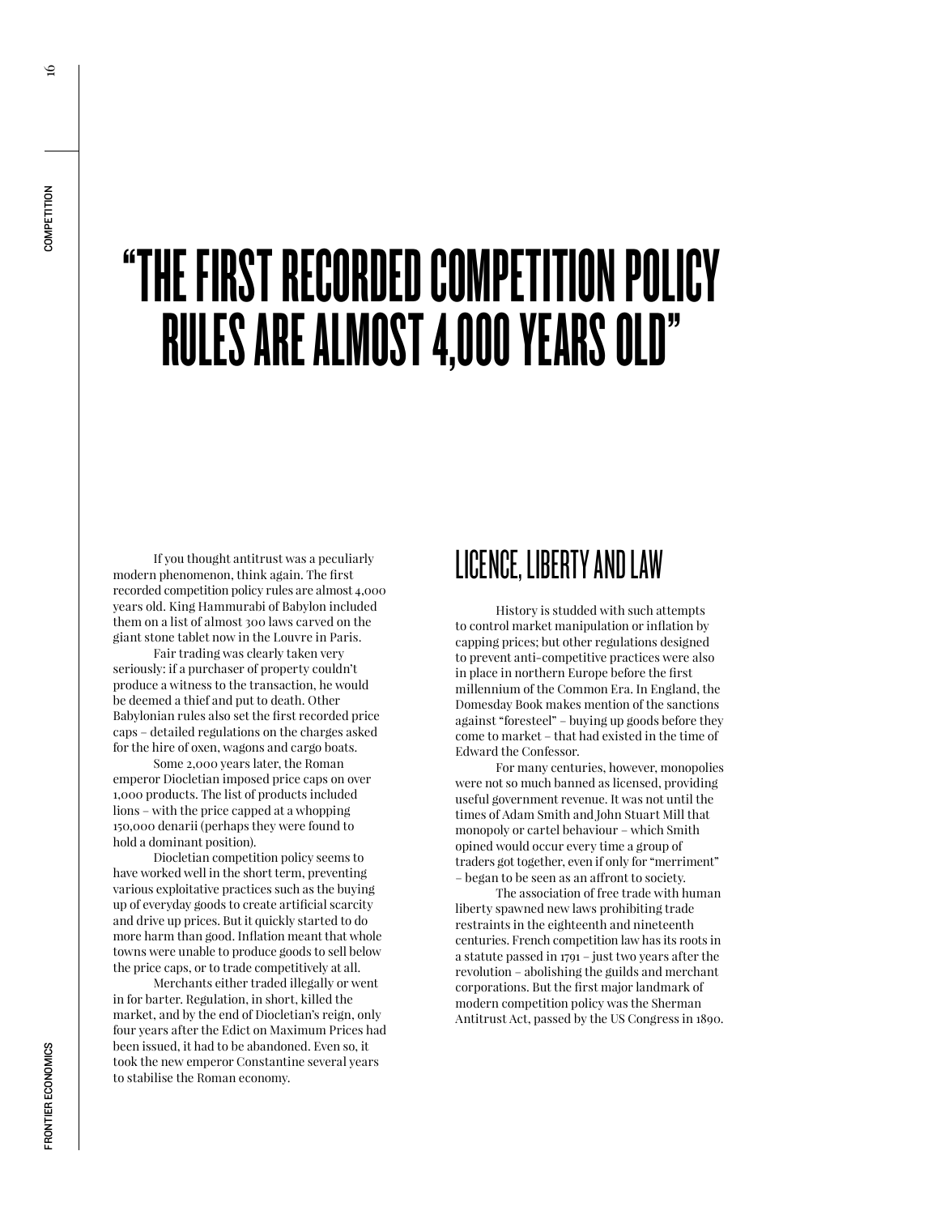# "THE FIRST RECORDED COMPETITION POLICY RULES ARE ALMOST 4,000 YEARS OLD"

If you thought antitrust was a peculiarly modern phenomenon, think again. The first recorded competition policy rules are almost 4,000 years old. King Hammurabi of Babylon included them on a list of almost 300 laws carved on the giant stone tablet now in the Louvre in Paris.

Fair trading was clearly taken very seriously: if a purchaser of property couldn't produce a witness to the transaction, he would be deemed a thief and put to death. Other Babylonian rules also set the first recorded price caps – detailed regulations on the charges asked for the hire of oxen, wagons and cargo boats.

Some 2,000 years later, the Roman emperor Diocletian imposed price caps on over 1,000 products. The list of products included lions – with the price capped at a whopping 150,000 denarii (perhaps they were found to hold a dominant position).

Diocletian competition policy seems to have worked well in the short term, preventing various exploitative practices such as the buying up of everyday goods to create artificial scarcity and drive up prices. But it quickly started to do more harm than good. Inflation meant that whole towns were unable to produce goods to sell below the price caps, or to trade competitively at all.

Merchants either traded illegally or went in for barter. Regulation, in short, killed the market, and by the end of Diocletian's reign, only four years after the Edict on Maximum Prices had been issued, it had to be abandoned. Even so, it took the new emperor Constantine several years to stabilise the Roman economy.

## LICENCE, LIBERTY AND LAW

History is studded with such attempts to control market manipulation or inflation by capping prices; but other regulations designed to prevent anti-competitive practices were also in place in northern Europe before the first millennium of the Common Era. In England, the Domesday Book makes mention of the sanctions against "foresteel" – buying up goods before they come to market – that had existed in the time of Edward the Confessor.

For many centuries, however, monopolies were not so much banned as licensed, providing useful government revenue. It was not until the times of Adam Smith and John Stuart Mill that monopoly or cartel behaviour – which Smith opined would occur every time a group of traders got together, even if only for "merriment" – began to be seen as an affront to society.

The association of free trade with human liberty spawned new laws prohibiting trade restraints in the eighteenth and nineteenth centuries. French competition law has its roots in a statute passed in 1791 – just two years after the revolution – abolishing the guilds and merchant corporations. But the first major landmark of modern competition policy was the Sherman Antitrust Act, passed by the US Congress in 1890.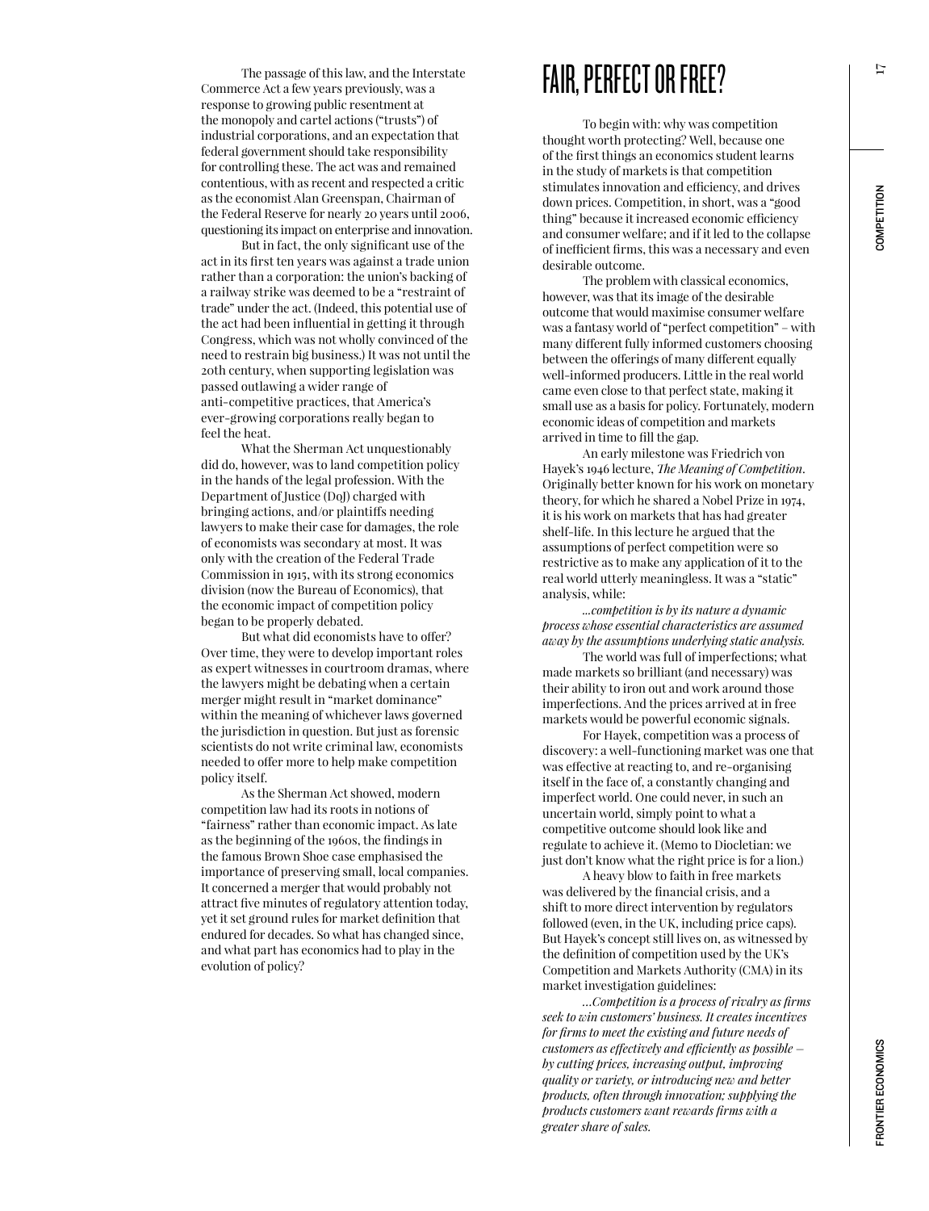The passage of this law, and the Interstate Commerce Act a few years previously, was a response to growing public resentment at the monopoly and cartel actions ("trusts") of industrial corporations, and an expectation that federal government should take responsibility for controlling these. The act was and remained contentious, with as recent and respected a critic as the economist Alan Greenspan, Chairman of the Federal Reserve for nearly 20 years until 2006, questioning its impact on enterprise and innovation.

But in fact, the only significant use of the act in its first ten years was against a trade union rather than a corporation: the union's backing of a railway strike was deemed to be a "restraint of trade" under the act. (Indeed, this potential use of the act had been influential in getting it through Congress, which was not wholly convinced of the need to restrain big business.) It was not until the 20th century, when supporting legislation was passed outlawing a wider range of anti-competitive practices, that America's ever-growing corporations really began to feel the heat.

What the Sherman Act unquestionably did do, however, was to land competition policy in the hands of the legal profession. With the Department of Justice (DoJ) charged with bringing actions, and/or plaintiffs needing lawyers to make their case for damages, the role of economists was secondary at most. It was only with the creation of the Federal Trade Commission in 1915, with its strong economics division (now the Bureau of Economics), that the economic impact of competition policy began to be properly debated.

But what did economists have to offer? Over time, they were to develop important roles as expert witnesses in courtroom dramas, where the lawyers might be debating when a certain merger might result in "market dominance" within the meaning of whichever laws governed the jurisdiction in question. But just as forensic scientists do not write criminal law, economists needed to offer more to help make competition policy itself.

As the Sherman Act showed, modern competition law had its roots in notions of "fairness" rather than economic impact. As late as the beginning of the 1960s, the findings in the famous Brown Shoe case emphasised the importance of preserving small, local companies. It concerned a merger that would probably not attract five minutes of regulatory attention today, yet it set ground rules for market definition that endured for decades. So what has changed since, and what part has economics had to play in the evolution of policy?

# FAIR, PERFECT OR FREE?

To begin with: why was competition thought worth protecting? Well, because one of the first things an economics student learns in the study of markets is that competition stimulates innovation and efficiency, and drives down prices. Competition, in short, was a "good thing" because it increased economic efficiency and consumer welfare; and if it led to the collapse of inefficient firms, this was a necessary and even desirable outcome.

The problem with classical economics, however, was that its image of the desirable outcome that would maximise consumer welfare was a fantasy world of "perfect competition" – with many different fully informed customers choosing between the offerings of many different equally well-informed producers. Little in the real world came even close to that perfect state, making it small use as a basis for policy. Fortunately, modern economic ideas of competition and markets arrived in time to fill the gap.

An early milestone was Friedrich von Hayek's 1946 lecture, *The Meaning of Competition*. Originally better known for his work on monetary theory, for which he shared a Nobel Prize in 1974, it is his work on markets that has had greater shelf-life. In this lecture he argued that the assumptions of perfect competition were so restrictive as to make any application of it to the real world utterly meaningless. It was a "static" analysis, while:

*...competition is by its nature a dynamic process whose essential characteristics are assumed away by the assumptions underlying static analysis.*

The world was full of imperfections; what made markets so brilliant (and necessary) was their ability to iron out and work around those imperfections. And the prices arrived at in free markets would be powerful economic signals.

For Hayek, competition was a process of discovery: a well-functioning market was one that was effective at reacting to, and re-organising itself in the face of, a constantly changing and imperfect world. One could never, in such an uncertain world, simply point to what a competitive outcome should look like and regulate to achieve it. (Memo to Diocletian: we just don't know what the right price is for a lion.)

A heavy blow to faith in free markets was delivered by the financial crisis, and a shift to more direct intervention by regulators followed (even, in the UK, including price caps). But Hayek's concept still lives on, as witnessed by the definition of competition used by the UK's Competition and Markets Authority (CMA) in its market investigation guidelines:

*...Competition is a process of rivalry as firms seek to win customers' business. It creates incentives for firms to meet the existing and future needs of customers as effectively and efficiently as possible – by cutting prices, increasing output, improving quality or variety, or introducing new and better products, often through innovation; supplying the products customers want rewards firms with a greater share of sales.*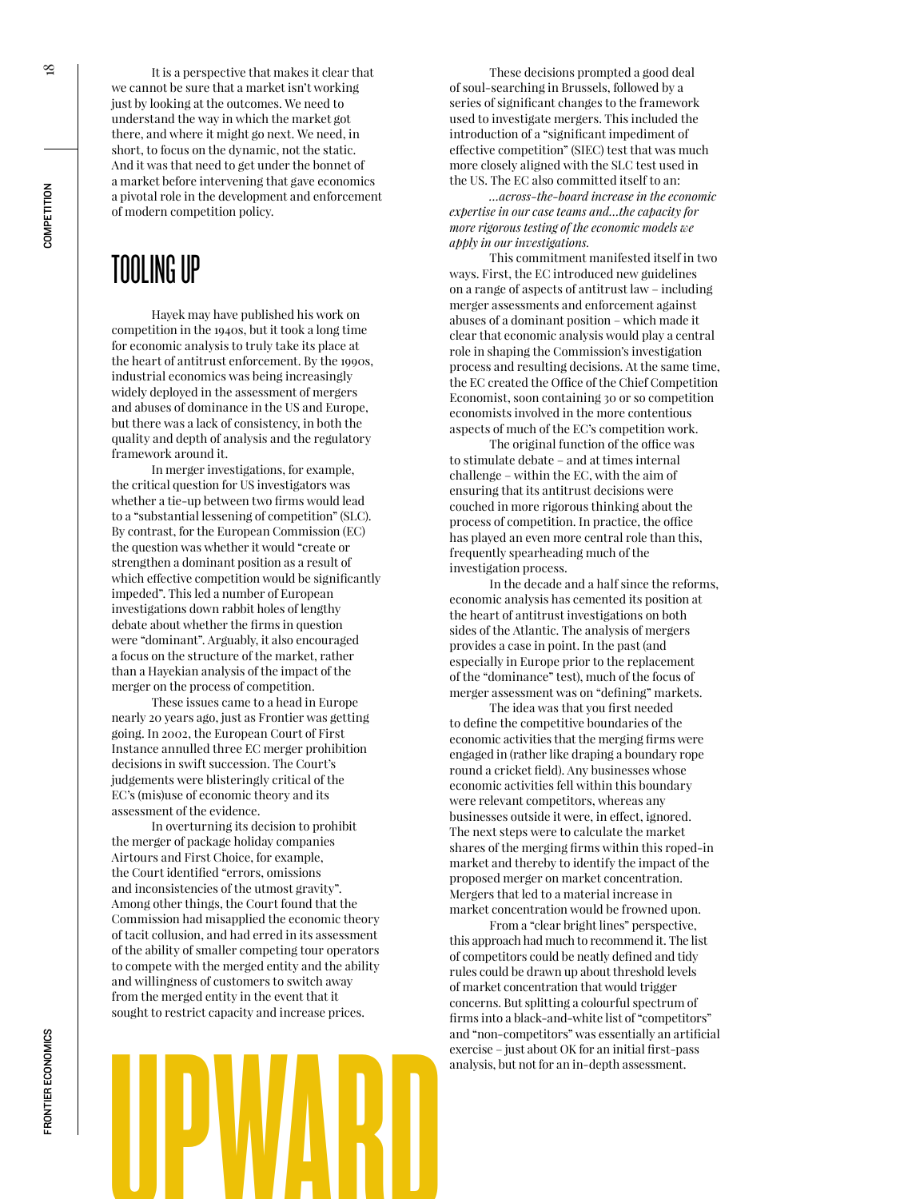It is a perspective that makes it clear that we cannot be sure that a market isn't working just by looking at the outcomes. We need to understand the way in which the market got there, and where it might go next. We need, in short, to focus on the dynamic, not the static. And it was that need to get under the bonnet of a market before intervening that gave economics a pivotal role in the development and enforcement of modern competition policy.

## TOOLING UP

Hayek may have published his work on competition in the 1940s, but it took a long time for economic analysis to truly take its place at the heart of antitrust enforcement. By the 1990s, industrial economics was being increasingly widely deployed in the assessment of mergers and abuses of dominance in the US and Europe, but there was a lack of consistency, in both the quality and depth of analysis and the regulatory framework around it.

In merger investigations, for example, the critical question for US investigators was whether a tie-up between two firms would lead to a "substantial lessening of competition" (SLC). By contrast, for the European Commission (EC) the question was whether it would "create or strengthen a dominant position as a result of which effective competition would be significantly impeded". This led a number of European investigations down rabbit holes of lengthy debate about whether the firms in question were "dominant". Arguably, it also encouraged a focus on the structure of the market, rather than a Hayekian analysis of the impact of the merger on the process of competition.

These issues came to a head in Europe nearly 20 years ago, just as Frontier was getting going. In 2002, the European Court of First Instance annulled three EC merger prohibition decisions in swift succession. The Court's judgements were blisteringly critical of the EC's (mis)use of economic theory and its assessment of the evidence.

In overturning its decision to prohibit the merger of package holiday companies Airtours and First Choice, for example, the Court identified "errors, omissions and inconsistencies of the utmost gravity". Among other things, the Court found that the Commission had misapplied the economic theory of tacit collusion, and had erred in its assessment of the ability of smaller competing tour operators to compete with the merged entity and the ability and willingness of customers to switch away from the merged entity in the event that it sought to restrict capacity and increase prices.

UPWARD

These decisions prompted a good deal of soul-searching in Brussels, followed by a series of significant changes to the framework used to investigate mergers. This included the introduction of a "significant impediment of effective competition" (SIEC) test that was much more closely aligned with the SLC test used in the US. The EC also committed itself to an:

*...across-the-board increase in the economic expertise in our case teams and...the capacity for more rigorous testing of the economic models we apply in our investigations.*

This commitment manifested itself in two ways. First, the EC introduced new guidelines on a range of aspects of antitrust law – including merger assessments and enforcement against abuses of a dominant position – which made it clear that economic analysis would play a central role in shaping the Commission's investigation process and resulting decisions. At the same time, the EC created the Office of the Chief Competition Economist, soon containing 30 or so competition economists involved in the more contentious aspects of much of the EC's competition work.

The original function of the office was to stimulate debate – and at times internal challenge – within the EC, with the aim of ensuring that its antitrust decisions were couched in more rigorous thinking about the process of competition. In practice, the office has played an even more central role than this, frequently spearheading much of the investigation process.

In the decade and a half since the reforms, economic analysis has cemented its position at the heart of antitrust investigations on both sides of the Atlantic. The analysis of mergers provides a case in point. In the past (and especially in Europe prior to the replacement of the "dominance" test), much of the focus of merger assessment was on "defining" markets.

The idea was that you first needed to define the competitive boundaries of the economic activities that the merging firms were engaged in (rather like draping a boundary rope round a cricket field). Any businesses whose economic activities fell within this boundary were relevant competitors, whereas any businesses outside it were, in effect, ignored. The next steps were to calculate the market shares of the merging firms within this roped-in market and thereby to identify the impact of the proposed merger on market concentration. Mergers that led to a material increase in market concentration would be frowned upon.

From a "clear bright lines" perspective, this approach had much to recommend it. The list of competitors could be neatly defined and tidy rules could be drawn up about threshold levels of market concentration that would trigger concerns. But splitting a colourful spectrum of firms into a black-and-white list of "competitors" and "non-competitors" was essentially an artificial exercise – just about OK for an initial first-pass analysis, but not for an in-depth assessment.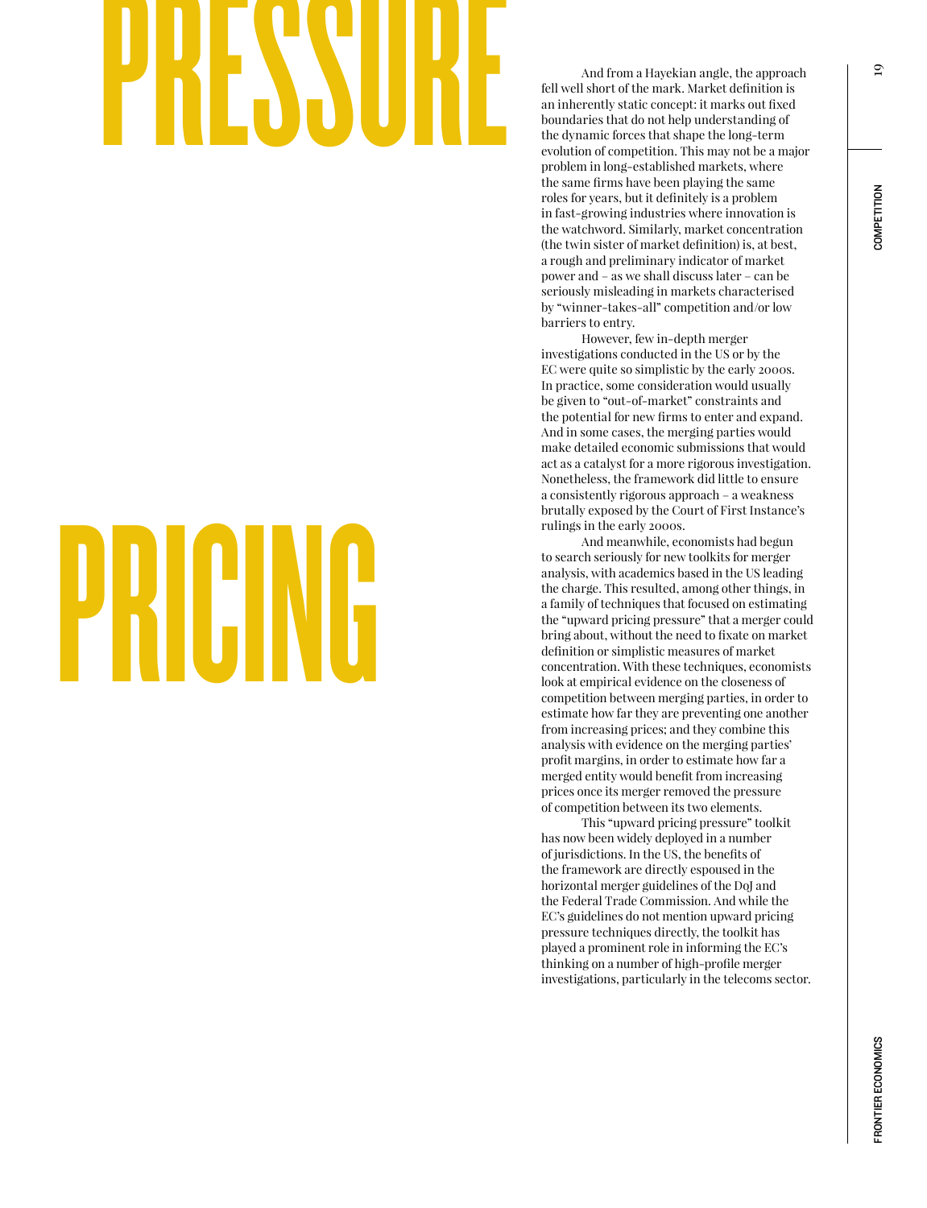# PRESSURE

# PRICING

And from a Hayekian angle, the approach fell well short of the mark. Market definition is an inherently static concept: it marks out fixed boundaries that do not help understanding of the dynamic forces that shape the long-term evolution of competition. This may not be a major problem in long-established markets, where the same firms have been playing the same roles for years, but it definitely is a problem in fast-growing industries where innovation is the watchword. Similarly, market concentration (the twin sister of market definition) is, at best, a rough and preliminary indicator of market power and – as we shall discuss later – can be seriously misleading in markets characterised by "winner-takes-all" competition and/or low barriers to entry.

However, few in-depth merger investigations conducted in the US or by the EC were quite so simplistic by the early 2000s. In practice, some consideration would usually be given to "out-of-market" constraints and the potential for new firms to enter and expand. And in some cases, the merging parties would make detailed economic submissions that would act as a catalyst for a more rigorous investigation. Nonetheless, the framework did little to ensure a consistently rigorous approach – a weakness brutally exposed by the Court of First Instance's rulings in the early 2000s.

And meanwhile, economists had begun to search seriously for new toolkits for merger analysis, with academics based in the US leading the charge. This resulted, among other things, in a family of techniques that focused on estimating the "upward pricing pressure" that a merger could bring about, without the need to fixate on market definition or simplistic measures of market concentration. With these techniques, economists look at empirical evidence on the closeness of competition between merging parties, in order to estimate how far they are preventing one another from increasing prices; and they combine this analysis with evidence on the merging parties' profit margins, in order to estimate how far a merged entity would benefit from increasing prices once its merger removed the pressure of competition between its two elements.

This "upward pricing pressure" toolkit has now been widely deployed in a number of jurisdictions. In the US, the benefits of the framework are directly espoused in the horizontal merger guidelines of the DoJ and the Federal Trade Commission. And while the EC's guidelines do not mention upward pricing pressure techniques directly, the toolkit has played a prominent role in informing the EC's thinking on a number of high-profile merger investigations, particularly in the telecoms sector.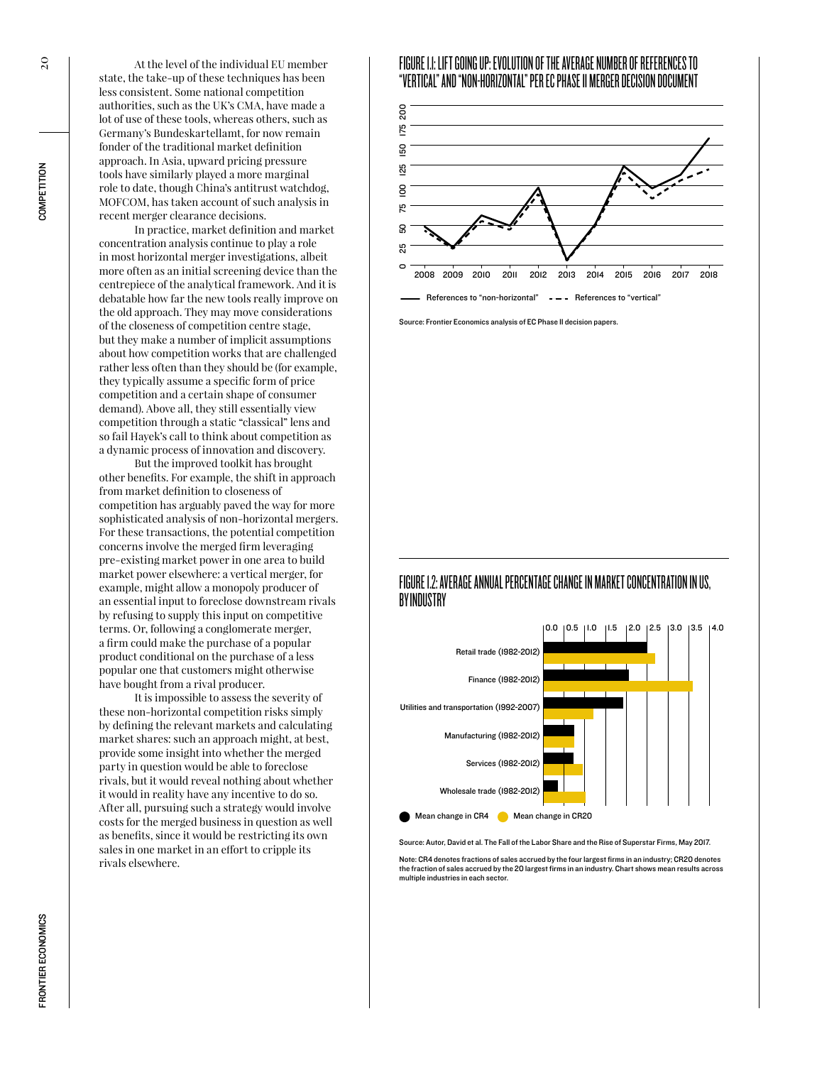At the level of the individual EU member state, the take-up of these techniques has been less consistent. Some national competition authorities, such as the UK's CMA, have made a lot of use of these tools, whereas others, such as Germany's Bundeskartellamt, for now remain fonder of the traditional market definition approach. In Asia, upward pricing pressure tools have similarly played a more marginal role to date, though China's antitrust watchdog, MOFCOM, has taken account of such analysis in recent merger clearance decisions.

In practice, market definition and market concentration analysis continue to play a role in most horizontal merger investigations, albeit more often as an initial screening device than the centrepiece of the analytical framework. And it is debatable how far the new tools really improve on the old approach. They may move considerations of the closeness of competition centre stage, but they make a number of implicit assumptions about how competition works that are challenged rather less often than they should be (for example, they typically assume a specific form of price competition and a certain shape of consumer demand). Above all, they still essentially view competition through a static "classical" lens and so fail Hayek's call to think about competition as a dynamic process of innovation and discovery.

But the improved toolkit has brought other benefits. For example, the shift in approach from market definition to closeness of competition has arguably paved the way for more sophisticated analysis of non-horizontal mergers. For these transactions, the potential competition concerns involve the merged firm leveraging pre-existing market power in one area to build market power elsewhere: a vertical merger, for example, might allow a monopoly producer of an essential input to foreclose downstream rivals by refusing to supply this input on competitive terms. Or, following a conglomerate merger, a firm could make the purchase of a popular product conditional on the purchase of a less popular one that customers might otherwise have bought from a rival producer.

It is impossible to assess the severity of these non-horizontal competition risks simply by defining the relevant markets and calculating market shares: such an approach might, at best, provide some insight into whether the merged party in question would be able to foreclose rivals, but it would reveal nothing about whether it would in reality have any incentive to do so. After all, pursuing such a strategy would involve costs for the merged business in question as well as benefits, since it would be restricting its own sales in one market in an effort to cripple its rivals elsewhere.

## FIGURE 1.1: LIFT GOING UP: EVOLUTION OF THE AVERAGE NUMBER OF REFERENCES TO "VERTICAL" AND "NON-HORIZONTAL" PER EC PHASE II MERGER DECISION DOCUMENT

Source: Frontier Economics analysis of EC Phase II decision papers.

## FIGURE 1.2: AVERAGE ANNUAL PERCENTAGE CHANGE IN MARKET CONCENTRATION IN US, BY INDUSTRY

Source: Autor, David et al. The Fall of the Labor Share and the Rise of Superstar Firms, May 2017.

Note: CR4 denotes fractions of sales accrued by the four largest firms in an industry; CR20 denotes the fraction of sales accrued by the 20 largest firms in an industry. Chart shows mean results across multiple industries in each sector.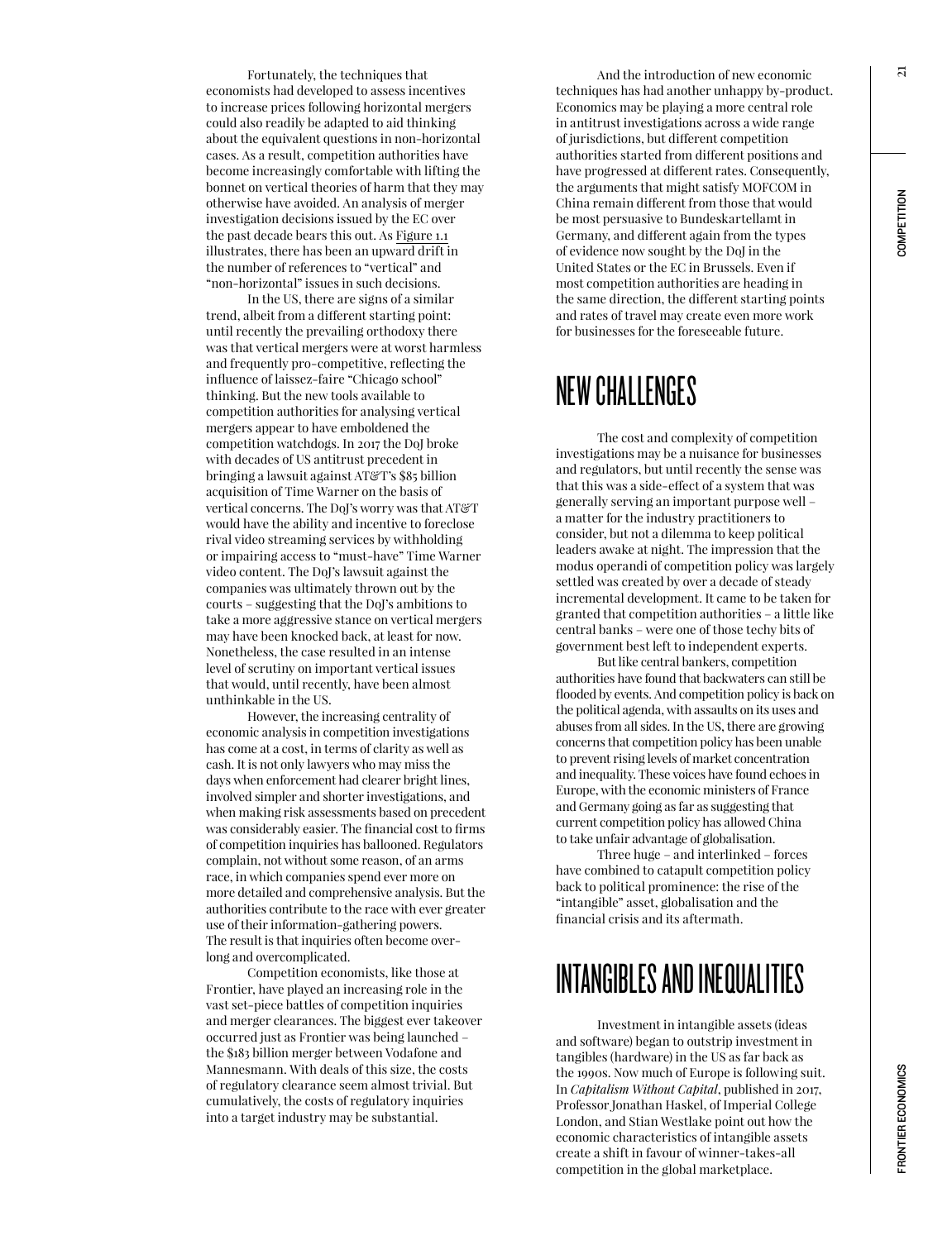Fortunately, the techniques that economists had developed to assess incentives to increase prices following horizontal mergers could also readily be adapted to aid thinking about the equivalent questions in non-horizontal cases. As a result, competition authorities have become increasingly comfortable with lifting the bonnet on vertical theories of harm that they may otherwise have avoided. An analysis of merger investigation decisions issued by the EC over the past decade bears this out. As Figure 1.1 illustrates, there has been an upward drift in the number of references to "vertical" and "non-horizontal" issues in such decisions.

In the US, there are signs of a similar trend, albeit from a different starting point: until recently the prevailing orthodoxy there was that vertical mergers were at worst harmless and frequently pro-competitive, reflecting the influence of laissez-faire "Chicago school" thinking. But the new tools available to competition authorities for analysing vertical mergers appear to have emboldened the competition watchdogs. In 2017 the DoJ broke with decades of US antitrust precedent in bringing a lawsuit against AT&T's $85 billion acquisition of Time Warner on the basis of vertical concerns. The DoJ's worry was that AT&T would have the ability and incentive to foreclose rival video streaming services by withholding or impairing access to "must-have" Time Warner video content. The DoJ's lawsuit against the companies was ultimately thrown out by the courts – suggesting that the DoJ's ambitions to take a more aggressive stance on vertical mergers may have been knocked back, at least for now. Nonetheless, the case resulted in an intense level of scrutiny on important vertical issues that would, until recently, have been almost unthinkable in the US.

However, the increasing centrality of economic analysis in competition investigations has come at a cost, in terms of clarity as well as cash. It is not only lawyers who may miss the days when enforcement had clearer bright lines, involved simpler and shorter investigations, and when making risk assessments based on precedent was considerably easier. The financial cost to firms of competition inquiries has ballooned. Regulators complain, not without some reason, of an arms race, in which companies spend ever more on more detailed and comprehensive analysis. But the authorities contribute to the race with ever greater use of their information-gathering powers. The result is that inquiries often become over-long and overcomplicated.

Competition economists, like those at Frontier, have played an increasing role in the vast set-piece battles of competition inquiries and merger clearances. The biggest ever takeover occurred just as Frontier was being launched – the $183 billion merger between Vodafone and Mannesmann. With deals of this size, the costs of regulatory clearance seem almost trivial. But cumulatively, the costs of regulatory inquiries into a target industry may be substantial.

And the introduction of new economic techniques has had another unhappy by-product. Economics may be playing a more central role in antitrust investigations across a wide range of jurisdictions, but different competition authorities started from different positions and have progressed at different rates. Consequently, the arguments that might satisfy MOFCOM in China remain different from those that would be most persuasive to Bundeskartellamt in Germany, and different again from the types of evidence now sought by the DoJ in the United States or the EC in Brussels. Even if most competition authorities are heading in the same direction, the different starting points and rates of travel may create even more work for businesses for the foreseeable future.

## NEW CHALLENGES

The cost and complexity of competition investigations may be a nuisance for businesses and regulators, but until recently the sense was that this was a side-effect of a system that was generally serving an important purpose well – a matter for the industry practitioners to consider, but not a dilemma to keep political leaders awake at night. The impression that the modus operandi of competition policy was largely settled was created by over a decade of steady incremental development. It came to be taken for granted that competition authorities – a little like central banks – were one of those techy bits of government best left to independent experts.

But like central bankers, competition authorities have found that backwaters can still be flooded by events. And competition policy is back on the political agenda, with assaults on its uses and abuses from all sides. In the US, there are growing concerns that competition policy has been unable to prevent rising levels of market concentration and inequality. These voices have found echoes in Europe, with the economic ministers of France and Germany going as far as suggesting that current competition policy has allowed China to take unfair advantage of globalisation.

Three huge – and interlinked – forces have combined to catapult competition policy back to political prominence: the rise of the "intangible" asset, globalisation and the financial crisis and its aftermath.

## INTANGIBLES AND INEQUALITIES

Investment in intangible assets (ideas and software) began to outstrip investment in tangibles (hardware) in the US as far back as the 1990s. Now much of Europe is following suit. In *Capitalism Without Capital*, published in 2017, Professor Jonathan Haskel, of Imperial College London, and Stian Westlake point out how the economic characteristics of intangible assets create a shift in favour of winner-takes-all competition in the global marketplace.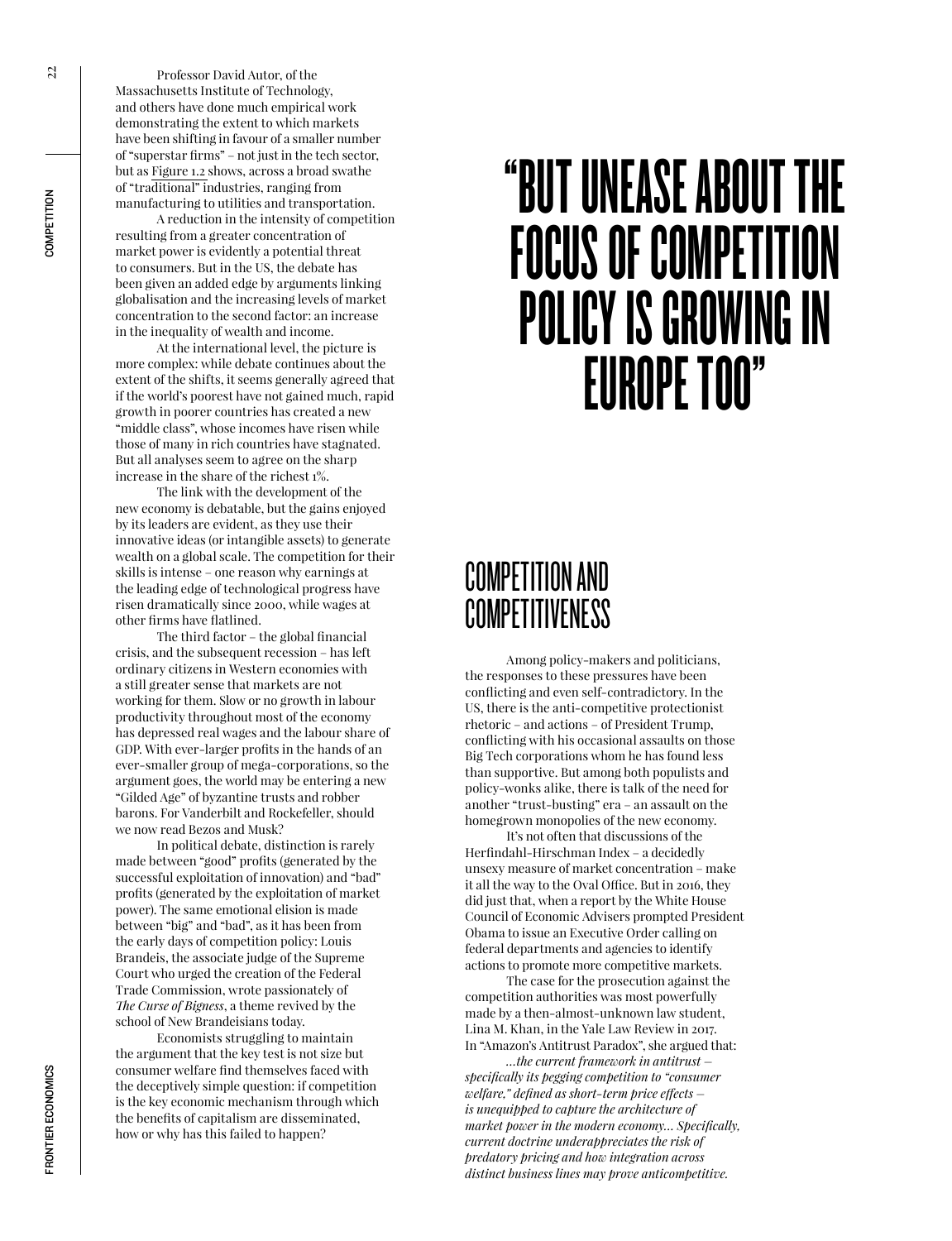Professor David Autor, of the Massachusetts Institute of Technology, and others have done much empirical work demonstrating the extent to which markets have been shifting in favour of a smaller number of "superstar firms" – not just in the tech sector, but as Figure 1.2 shows, across a broad swathe of "traditional" industries, ranging from manufacturing to utilities and transportation.

A reduction in the intensity of competition resulting from a greater concentration of market power is evidently a potential threat to consumers. But in the US, the debate has been given an added edge by arguments linking globalisation and the increasing levels of market concentration to the second factor: an increase in the inequality of wealth and income.

At the international level, the picture is more complex: while debate continues about the extent of the shifts, it seems generally agreed that if the world's poorest have not gained much, rapid growth in poorer countries has created a new "middle class", whose incomes have risen while those of many in rich countries have stagnated. But all analyses seem to agree on the sharp increase in the share of the richest 1%.

The link with the development of the new economy is debatable, but the gains enjoyed by its leaders are evident, as they use their innovative ideas (or intangible assets) to generate wealth on a global scale. The competition for their skills is intense – one reason why earnings at the leading edge of technological progress have risen dramatically since 2000, while wages at other firms have flatlined.

The third factor – the global financial crisis, and the subsequent recession – has left ordinary citizens in Western economies with a still greater sense that markets are not working for them. Slow or no growth in labour productivity throughout most of the economy has depressed real wages and the labour share of GDP. With ever-larger profits in the hands of an ever-smaller group of mega-corporations, so the argument goes, the world may be entering a new "Gilded Age" of byzantine trusts and robber barons. For Vanderbilt and Rockefeller, should we now read Bezos and Musk?

In political debate, distinction is rarely made between "good" profits (generated by the successful exploitation of innovation) and "bad" profits (generated by the exploitation of market power). The same emotional elision is made between "big" and "bad", as it has been from the early days of competition policy: Louis Brandeis, the associate judge of the Supreme Court who urged the creation of the Federal Trade Commission, wrote passionately of *The Curse of Bigness*, a theme revived by the school of New Brandeisians today.

Economists struggling to maintain the argument that the key test is not size but consumer welfare find themselves faced with the deceptively simple question: if competition is the key economic mechanism through which the benefits of capitalism are disseminated, how or why has this failed to happen?

> "BUT UNEASE ABOUT THE FOCUS OF COMPETITION POLICY IS GROWING IN EUROPE TOO"

## COMPETITION AND COMPETITIVENESS

Among policy-makers and politicians, the responses to these pressures have been conflicting and even self-contradictory. In the US, there is the anti-competitive protectionist rhetoric – and actions – of President Trump, conflicting with his occasional assaults on those Big Tech corporations whom he has found less than supportive. But among both populists and policy-wonks alike, there is talk of the need for another "trust-busting" era – an assault on the homegrown monopolies of the new economy.

It's not often that discussions of the Herfindahl-Hirschman Index – a decidedly unsexy measure of market concentration – make it all the way to the Oval Office. But in 2016, they did just that, when a report by the White House Council of Economic Advisers prompted President Obama to issue an Executive Order calling on federal departments and agencies to identify actions to promote more competitive markets.

The case for the prosecution against the competition authorities was most powerfully made by a then-almost-unknown law student, Lina M. Khan, in the Yale Law Review in 2017. In "Amazon's Antitrust Paradox", she argued that:

*…the current framework in antitrust — specifically its pegging competition to "consumer welfare," defined as short-term price effects — is unequipped to capture the architecture of market power in the modern economy… Specifically, current doctrine underappreciates the risk of predatory pricing and how integration across distinct business lines may prove anticompetitive.*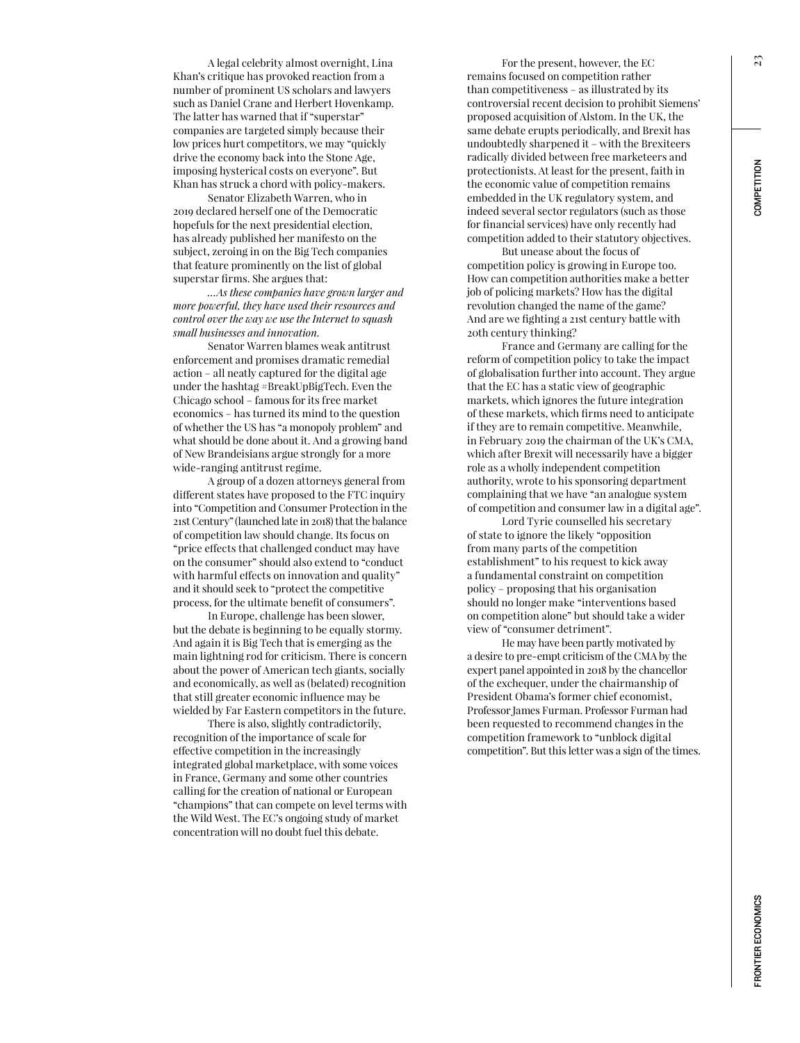A legal celebrity almost overnight, Lina Khan's critique has provoked reaction from a number of prominent US scholars and lawyers such as Daniel Crane and Herbert Hovenkamp. The latter has warned that if "superstar" companies are targeted simply because their low prices hurt competitors, we may "quickly drive the economy back into the Stone Age, imposing hysterical costs on everyone". But Khan has struck a chord with policy-makers.

Senator Elizabeth Warren, who in 2019 declared herself one of the Democratic hopefuls for the next presidential election, has already published her manifesto on the subject, zeroing in on the Big Tech companies that feature prominently on the list of global superstar firms. She argues that:

*...As these companies have grown larger and more powerful, they have used their resources and control over the way we use the Internet to squash small businesses and innovation.*

Senator Warren blames weak antitrust enforcement and promises dramatic remedial action – all neatly captured for the digital age under the hashtag #BreakUpBigTech. Even the Chicago school – famous for its free market economics – has turned its mind to the question of whether the US has "a monopoly problem" and what should be done about it. And a growing band of New Brandeisians argue strongly for a more wide-ranging antitrust regime.

A group of a dozen attorneys general from different states have proposed to the FTC inquiry into "Competition and Consumer Protection in the 21st Century" (launched late in 2018) that the balance of competition law should change. Its focus on "price effects that challenged conduct may have on the consumer" should also extend to "conduct with harmful effects on innovation and quality" and it should seek to "protect the competitive process, for the ultimate benefit of consumers".

In Europe, challenge has been slower, but the debate is beginning to be equally stormy. And again it is Big Tech that is emerging as the main lightning rod for criticism. There is concern about the power of American tech giants, socially and economically, as well as (belated) recognition that still greater economic influence may be wielded by Far Eastern competitors in the future.

There is also, slightly contradictorily, recognition of the importance of scale for effective competition in the increasingly integrated global marketplace, with some voices in France, Germany and some other countries calling for the creation of national or European "champions" that can compete on level terms with the Wild West. The EC's ongoing study of market concentration will no doubt fuel this debate.

For the present, however, the EC remains focused on competition rather than competitiveness – as illustrated by its controversial recent decision to prohibit Siemens' proposed acquisition of Alstom. In the UK, the same debate erupts periodically, and Brexit has undoubtedly sharpened it – with the Brexiteers radically divided between free marketeers and protectionists. At least for the present, faith in the economic value of competition remains embedded in the UK regulatory system, and indeed several sector regulators (such as those for financial services) have only recently had competition added to their statutory objectives.

But unease about the focus of competition policy is growing in Europe too. How can competition authorities make a better job of policing markets? How has the digital revolution changed the name of the game? And are we fighting a 21st century battle with 20th century thinking?

France and Germany are calling for the reform of competition policy to take the impact of globalisation further into account. They argue that the EC has a static view of geographic markets, which ignores the future integration of these markets, which firms need to anticipate if they are to remain competitive. Meanwhile, in February 2019 the chairman of the UK's CMA, which after Brexit will necessarily have a bigger role as a wholly independent competition authority, wrote to his sponsoring department complaining that we have "an analogue system of competition and consumer law in a digital age".

Lord Tyrie counselled his secretary of state to ignore the likely "opposition from many parts of the competition establishment" to his request to kick away a fundamental constraint on competition policy – proposing that his organisation should no longer make "interventions based on competition alone" but should take a wider view of "consumer detriment".

He may have been partly motivated by a desire to pre-empt criticism of the CMA by the expert panel appointed in 2018 by the chancellor of the exchequer, under the chairmanship of President Obama's former chief economist, Professor James Furman. Professor Furman had been requested to recommend changes in the competition framework to "unblock digital competition". But this letter was a sign of the times.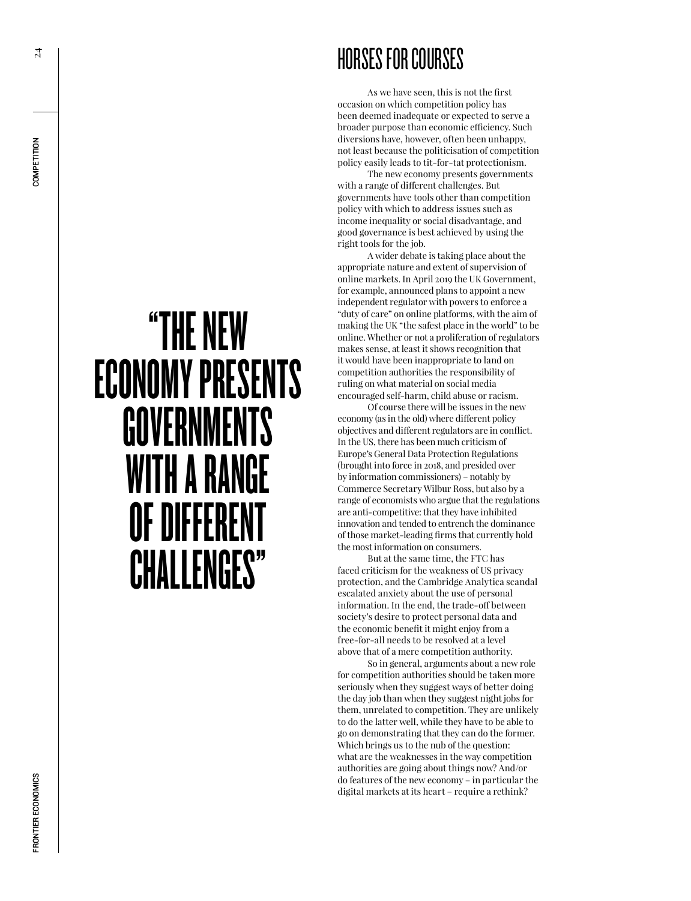## HORSES FOR COURSES

As we have seen, this is not the first occasion on which competition policy has been deemed inadequate or expected to serve a broader purpose than economic efficiency. Such diversions have, however, often been unhappy, not least because the politicisation of competition policy easily leads to tit-for-tat protectionism.

The new economy presents governments with a range of different challenges. But governments have tools other than competition policy with which to address issues such as income inequality or social disadvantage, and good governance is best achieved by using the right tools for the job.

> "THE NEW ECONOMY PRESENTS GOVERNMENTS WITH A RANGE OF DIFFERENT CHALLENGES"

A wider debate is taking place about the appropriate nature and extent of supervision of online markets. In April 2019 the UK Government, for example, announced plans to appoint a new independent regulator with powers to enforce a "duty of care" on online platforms, with the aim of making the UK "the safest place in the world" to be online. Whether or not a proliferation of regulators makes sense, at least it shows recognition that it would have been inappropriate to land on competition authorities the responsibility of ruling on what material on social media encouraged self-harm, child abuse or racism.

Of course there will be issues in the new economy (as in the old) where different policy objectives and different regulators are in conflict. In the US, there has been much criticism of Europe's General Data Protection Regulations (brought into force in 2018, and presided over by information commissioners) – notably by Commerce Secretary Wilbur Ross, but also by a range of economists who argue that the regulations are anti-competitive: that they have inhibited innovation and tended to entrench the dominance of those market-leading firms that currently hold the most information on consumers.

But at the same time, the FTC has faced criticism for the weakness of US privacy protection, and the Cambridge Analytica scandal escalated anxiety about the use of personal information. In the end, the trade-off between society's desire to protect personal data and the economic benefit it might enjoy from a free-for-all needs to be resolved at a level above that of a mere competition authority.

So in general, arguments about a new role for competition authorities should be taken more seriously when they suggest ways of better doing the day job than when they suggest night jobs for them, unrelated to competition. They are unlikely to do the latter well, while they have to be able to go on demonstrating that they can do the former. Which brings us to the nub of the question: what are the weaknesses in the way competition authorities are going about things now? And/or do features of the new economy – in particular the digital markets at its heart – require a rethink?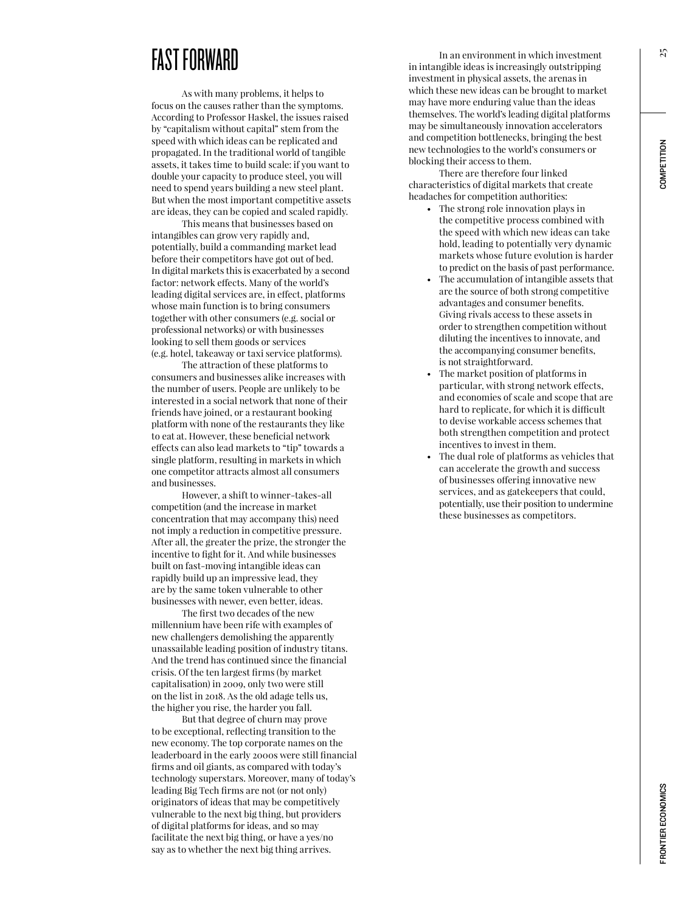# FAST FORWARD

As with many problems, it helps to focus on the causes rather than the symptoms. According to Professor Haskel, the issues raised by "capitalism without capital" stem from the speed with which ideas can be replicated and propagated. In the traditional world of tangible assets, it takes time to build scale: if you want to double your capacity to produce steel, you will need to spend years building a new steel plant. But when the most important competitive assets are ideas, they can be copied and scaled rapidly.

This means that businesses based on intangibles can grow very rapidly and, potentially, build a commanding market lead before their competitors have got out of bed. In digital markets this is exacerbated by a second factor: network effects. Many of the world's leading digital services are, in effect, platforms whose main function is to bring consumers together with other consumers (e.g. social or professional networks) or with businesses looking to sell them goods or services (e.g. hotel, takeaway or taxi service platforms).

The attraction of these platforms to consumers and businesses alike increases with the number of users. People are unlikely to be interested in a social network that none of their friends have joined, or a restaurant booking platform with none of the restaurants they like to eat at. However, these beneficial network effects can also lead markets to "tip" towards a single platform, resulting in markets in which one competitor attracts almost all consumers and businesses.

However, a shift to winner-takes-all competition (and the increase in market concentration that may accompany this) need not imply a reduction in competitive pressure. After all, the greater the prize, the stronger the incentive to fight for it. And while businesses built on fast-moving intangible ideas can rapidly build up an impressive lead, they are by the same token vulnerable to other businesses with newer, even better, ideas.

The first two decades of the new millennium have been rife with examples of new challengers demolishing the apparently unassailable leading position of industry titans. And the trend has continued since the financial crisis. Of the ten largest firms (by market capitalisation) in 2009, only two were still on the list in 2018. As the old adage tells us, the higher you rise, the harder you fall.

But that degree of churn may prove to be exceptional, reflecting transition to the new economy. The top corporate names on the leaderboard in the early 2000s were still financial firms and oil giants, as compared with today's technology superstars. Moreover, many of today's leading Big Tech firms are not (or not only) originators of ideas that may be competitively vulnerable to the next big thing, but providers of digital platforms for ideas, and so may facilitate the next big thing, or have a yes/no say as to whether the next big thing arrives.

In an environment in which investment in intangible ideas is increasingly outstripping investment in physical assets, the arenas in which these new ideas can be brought to market may have more enduring value than the ideas themselves. The world's leading digital platforms may be simultaneously innovation accelerators and competition bottlenecks, bringing the best new technologies to the world's consumers or blocking their access to them.

There are therefore four linked characteristics of digital markets that create headaches for competition authorities:

- The strong role innovation plays in the competitive process combined with the speed with which new ideas can take hold, leading to potentially very dynamic markets whose future evolution is harder to predict on the basis of past performance.
- The accumulation of intangible assets that are the source of both strong competitive advantages and consumer benefits. Giving rivals access to these assets in order to strengthen competition without diluting the incentives to innovate, and the accompanying consumer benefits, is not straightforward.
- The market position of platforms in particular, with strong network effects, and economies of scale and scope that are hard to replicate, for which it is difficult to devise workable access schemes that both strengthen competition and protect incentives to invest in them.
- The dual role of platforms as vehicles that can accelerate the growth and success of businesses offering innovative new services, and as gatekeepers that could, potentially, use their position to undermine these businesses as competitors.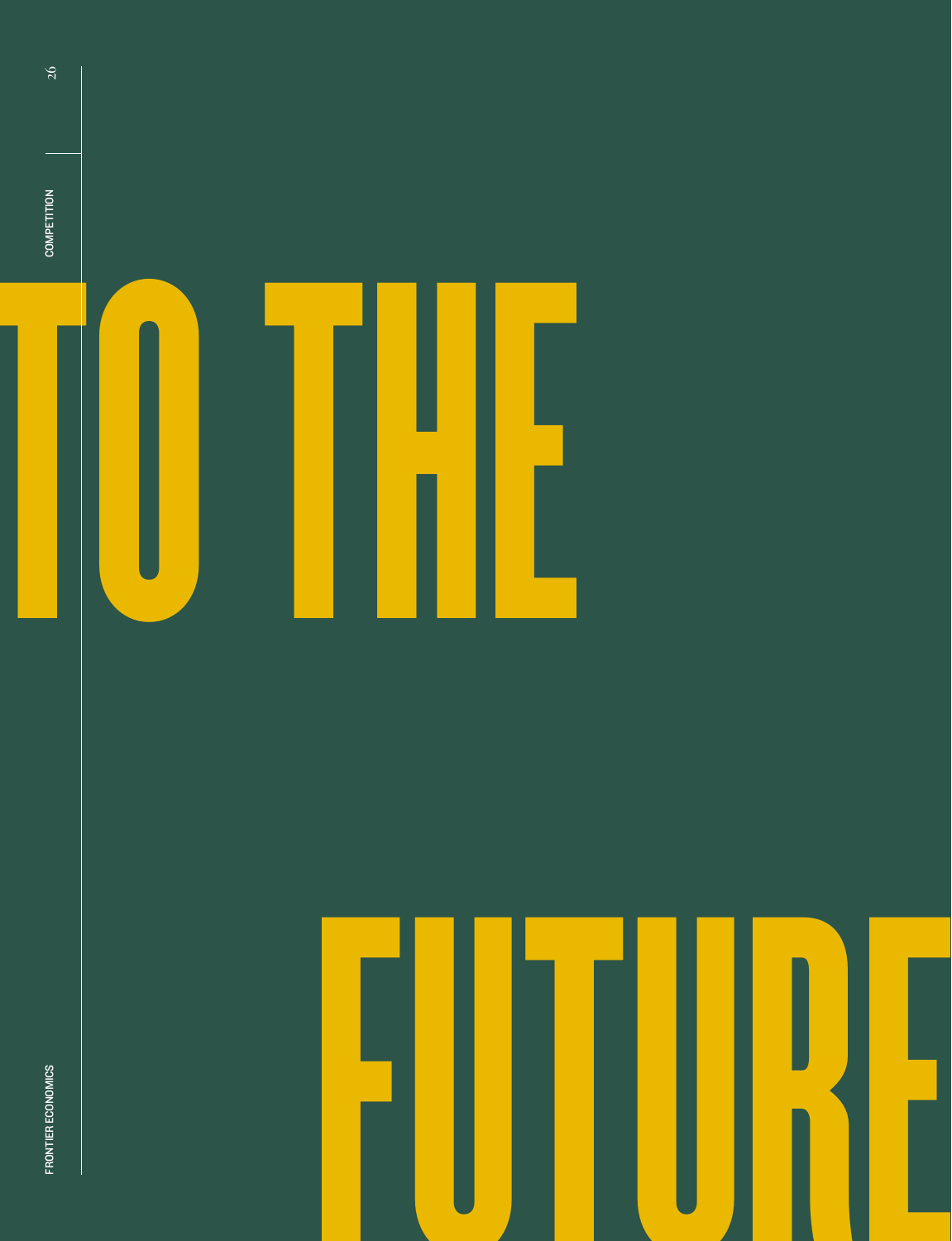# TO THE

# FUTURE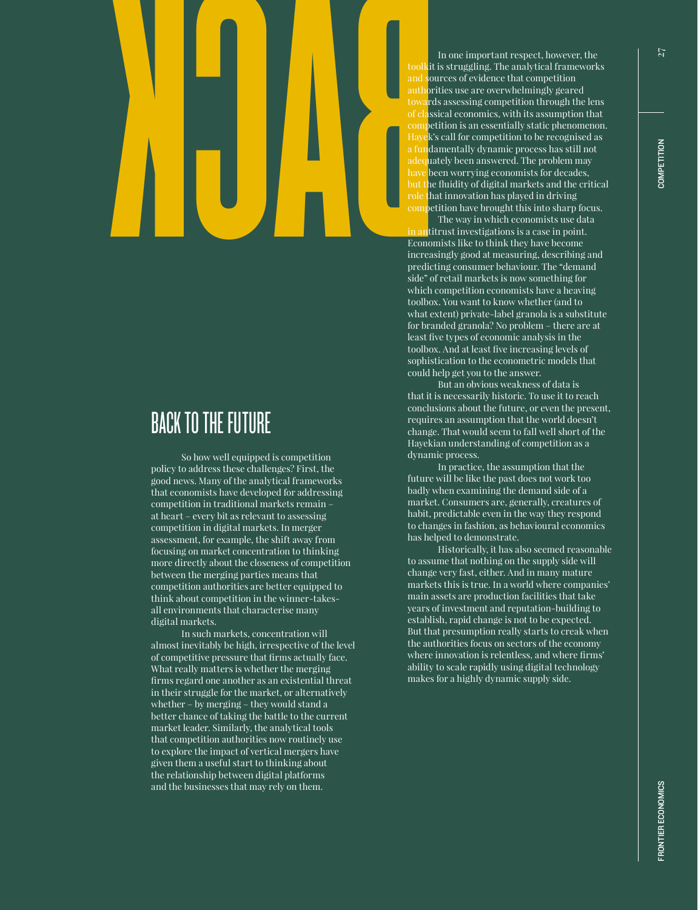## BACK TO THE FUTURE

So how well equipped is competition policy to address these challenges? First, the good news. Many of the analytical frameworks that economists have developed for addressing competition in traditional markets remain – at heart – every bit as relevant to assessing competition in digital markets. In merger assessment, for example, the shift away from focusing on market concentration to thinking more directly about the closeness of competition between the merging parties means that competition authorities are better equipped to think about competition in the winner-takes-all environments that characterise many digital markets.

In such markets, concentration will almost inevitably be high, irrespective of the level of competitive pressure that firms actually face. What really matters is whether the merging firms regard one another as an existential threat in their struggle for the market, or alternatively whether – by merging – they would stand a better chance of taking the battle to the current market leader. Similarly, the analytical tools that competition authorities now routinely use to explore the impact of vertical mergers have given them a useful start to thinking about the relationship between digital platforms and the businesses that may rely on them.

In one important respect, however, the toolkit is struggling. The analytical frameworks and sources of evidence that competition authorities use are overwhelmingly geared towards assessing competition through the lens of classical economics, with its assumption that competition is an essentially static phenomenon. Hayek's call for competition to be recognised as a fundamentally dynamic process has still not adequately been answered. The problem may have been worrying economists for decades, but the fluidity of digital markets and the critical role that innovation has played in driving competition have brought this into sharp focus.

The way in which economists use data in antitrust investigations is a case in point. Economists like to think they have become increasingly good at measuring, describing and predicting consumer behaviour. The "demand side" of retail markets is now something for which competition economists have a heaving toolbox. You want to know whether (and to what extent) private-label granola is a substitute for branded granola? No problem – there are at least five types of economic analysis in the toolbox. And at least five increasing levels of sophistication to the econometric models that could help get you to the answer.

But an obvious weakness of data is that it is necessarily historic. To use it to reach conclusions about the future, or even the present, requires an assumption that the world doesn't change. That would seem to fall well short of the Hayekian understanding of competition as a dynamic process.

In practice, the assumption that the future will be like the past does not work too badly when examining the demand side of a market. Consumers are, generally, creatures of habit, predictable even in the way they respond to changes in fashion, as behavioural economics has helped to demonstrate.

Historically, it has also seemed reasonable to assume that nothing on the supply side will change very fast, either. And in many mature markets this is true. In a world where companies' main assets are production facilities that take years of investment and reputation-building to establish, rapid change is not to be expected. But that presumption really starts to creak when the authorities focus on sectors of the economy where innovation is relentless, and where firms' ability to scale rapidly using digital technology makes for a highly dynamic supply side.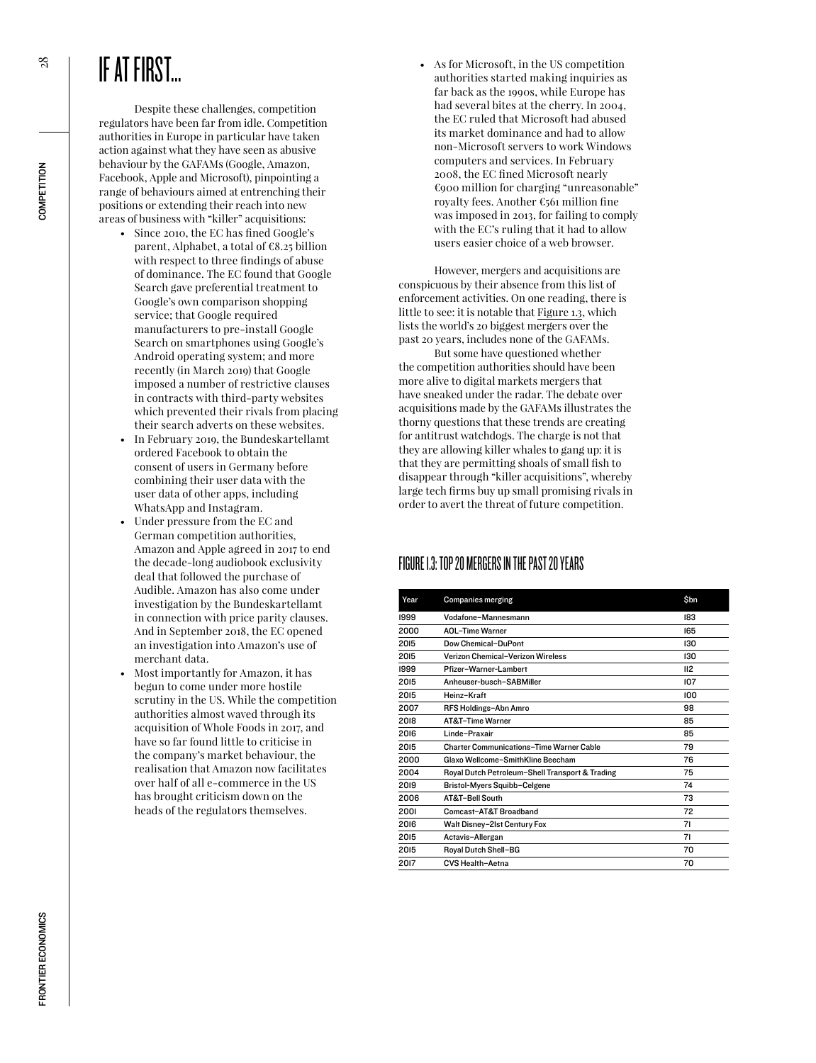# IF AT FIRST...

Despite these challenges, competition regulators have been far from idle. Competition authorities in Europe in particular have taken action against what they have seen as abusive behaviour by the GAFAMs (Google, Amazon, Facebook, Apple and Microsoft), pinpointing a range of behaviours aimed at entrenching their positions or extending their reach into new areas of business with "killer" acquisitions:

- Since 2010, the EC has fined Google's parent, Alphabet, a total of €8.25 billion with respect to three findings of abuse of dominance. The EC found that Google Search gave preferential treatment to Google's own comparison shopping service; that Google required manufacturers to pre-install Google Search on smartphones using Google's Android operating system; and more recently (in March 2019) that Google imposed a number of restrictive clauses in contracts with third-party websites which prevented their rivals from placing their search adverts on these websites.
- In February 2019, the Bundeskartellamt ordered Facebook to obtain the consent of users in Germany before combining their user data with the user data of other apps, including WhatsApp and Instagram.
- Under pressure from the EC and German competition authorities, Amazon and Apple agreed in 2017 to end the decade-long audiobook exclusivity deal that followed the purchase of Audible. Amazon has also come under investigation by the Bundeskartellamt in connection with price parity clauses. And in September 2018, the EC opened an investigation into Amazon's use of merchant data.
- Most importantly for Amazon, it has begun to come under more hostile scrutiny in the US. While the competition authorities almost waved through its acquisition of Whole Foods in 2017, and have so far found little to criticise in the company's market behaviour, the realisation that Amazon now facilitates over half of all e-commerce in the US has brought criticism down on the heads of the regulators themselves.
- As for Microsoft, in the US competition authorities started making inquiries as far back as the 1990s, while Europe has had several bites at the cherry. In 2004, the EC ruled that Microsoft had abused its market dominance and had to allow non-Microsoft servers to work Windows computers and services. In February 2008, the EC fined Microsoft nearly €900 million for charging "unreasonable" royalty fees. Another €561 million fine was imposed in 2013, for failing to comply with the EC's ruling that it had to allow users easier choice of a web browser.

However, mergers and acquisitions are conspicuous by their absence from this list of enforcement activities. On one reading, there is little to see: it is notable that Figure 1.3, which lists the world's 20 biggest mergers over the past 20 years, includes none of the GAFAMs.

But some have questioned whether the competition authorities should have been more alive to digital markets mergers that have sneaked under the radar. The debate over acquisitions made by the GAFAMs illustrates the thorny questions that these trends are creating for antitrust watchdogs. The charge is not that they are allowing killer whales to gang up: it is that they are permitting shoals of small fish to disappear through "killer acquisitions", whereby large tech firms buy up small promising rivals in order to avert the threat of future competition.

## FIGURE 1.3: TOP 20 MERGERS IN THE PAST 20 YEARS

| Year | Companies merging | $bn |
|---|---|---|
| 1999 | Vodafone–Mannesmann | 183 |
| 2000 | AOL–Time Warner | 165 |
| 2015 | Dow Chemical–DuPont | 130 |
| 2015 | Verizon Chemical–Verizon Wireless | 130 |
| 1999 | Pfizer–Warner-Lambert | 112 |
| 2015 | Anheuser-busch–SABMiller | 107 |
| 2015 | Heinz–Kraft | 100 |
| 2007 | RFS Holdings–Abn Amro | 98 |
| 2018 | AT&T–Time Warner | 85 |
| 2016 | Linde–Praxair | 85 |
| 2015 | Charter Communications–Time Warner Cable | 79 |
| 2000 | Glaxo Wellcome–SmithKline Beecham | 76 |
| 2004 | Royal Dutch Petroleum–Shell Transport & Trading | 75 |
| 2019 | Bristol-Myers Squibb–Celgene | 74 |
| 2006 | AT&T–Bell South | 73 |
| 2001 | Comcast–AT&T Broadband | 72 |
| 2016 | Walt Disney–21st Century Fox | 71 |
| 2015 | Actavis–Allergan | 71 |
| 2015 | Royal Dutch Shell–BG | 70 |
| 2017 | CVS Health–Aetna | 70 |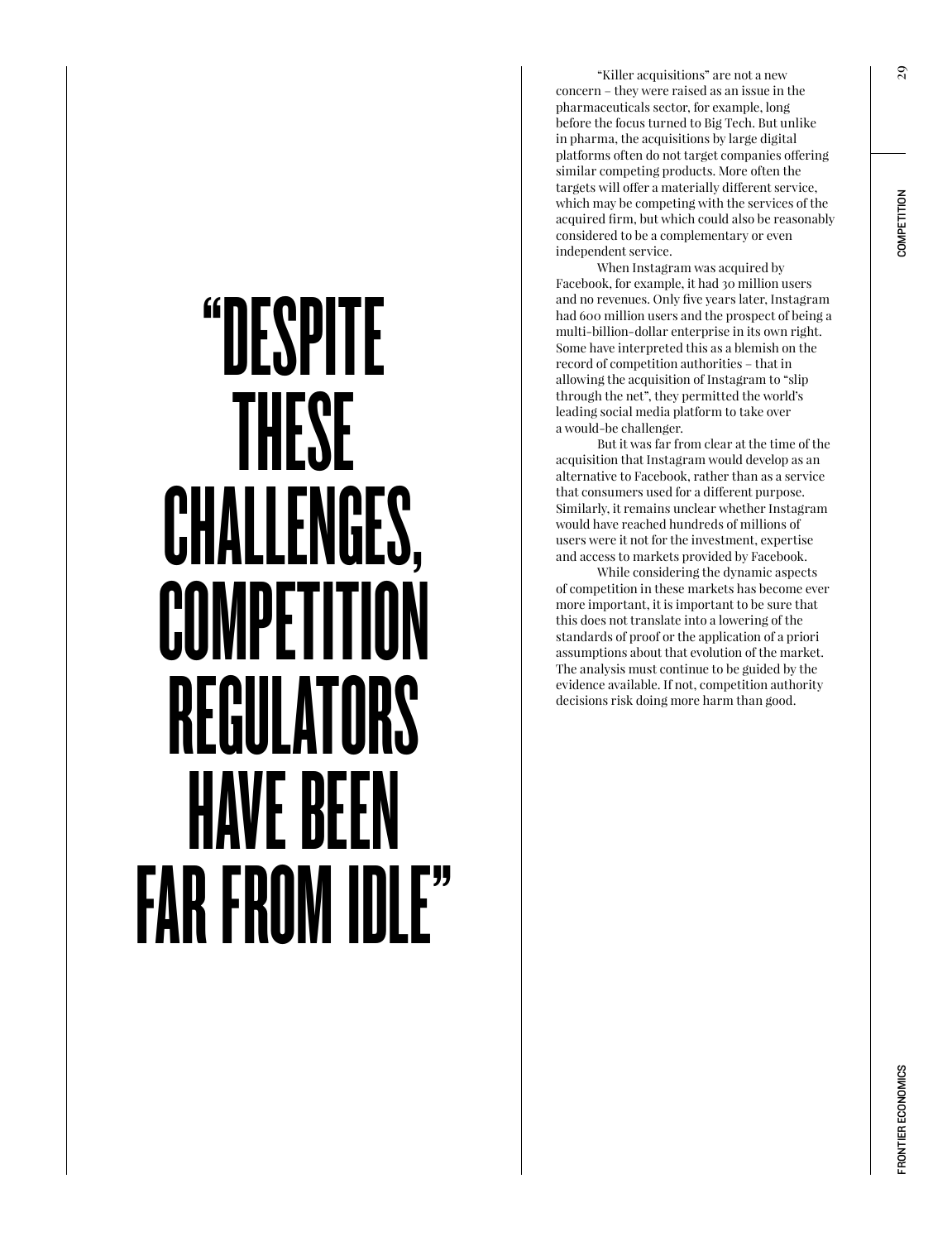> **"DESPITE THESE CHALLENGES, COMPETITION REGULATORS HAVE BEEN FAR FROM IDLE"**

"Killer acquisitions" are not a new concern – they were raised as an issue in the pharmaceuticals sector, for example, long before the focus turned to Big Tech. But unlike in pharma, the acquisitions by large digital platforms often do not target companies offering similar competing products. More often the targets will offer a materially different service, which may be competing with the services of the acquired firm, but which could also be reasonably considered to be a complementary or even independent service.

When Instagram was acquired by Facebook, for example, it had 30 million users and no revenues. Only five years later, Instagram had 600 million users and the prospect of being a multi-billion-dollar enterprise in its own right. Some have interpreted this as a blemish on the record of competition authorities – that in allowing the acquisition of Instagram to "slip through the net", they permitted the world's leading social media platform to take over a would-be challenger.

But it was far from clear at the time of the acquisition that Instagram would develop as an alternative to Facebook, rather than as a service that consumers used for a different purpose. Similarly, it remains unclear whether Instagram would have reached hundreds of millions of users were it not for the investment, expertise and access to markets provided by Facebook.

While considering the dynamic aspects of competition in these markets has become ever more important, it is important to be sure that this does not translate into a lowering of the standards of proof or the application of a priori assumptions about that evolution of the market. The analysis must continue to be guided by the evidence available. If not, competition authority decisions risk doing more harm than good.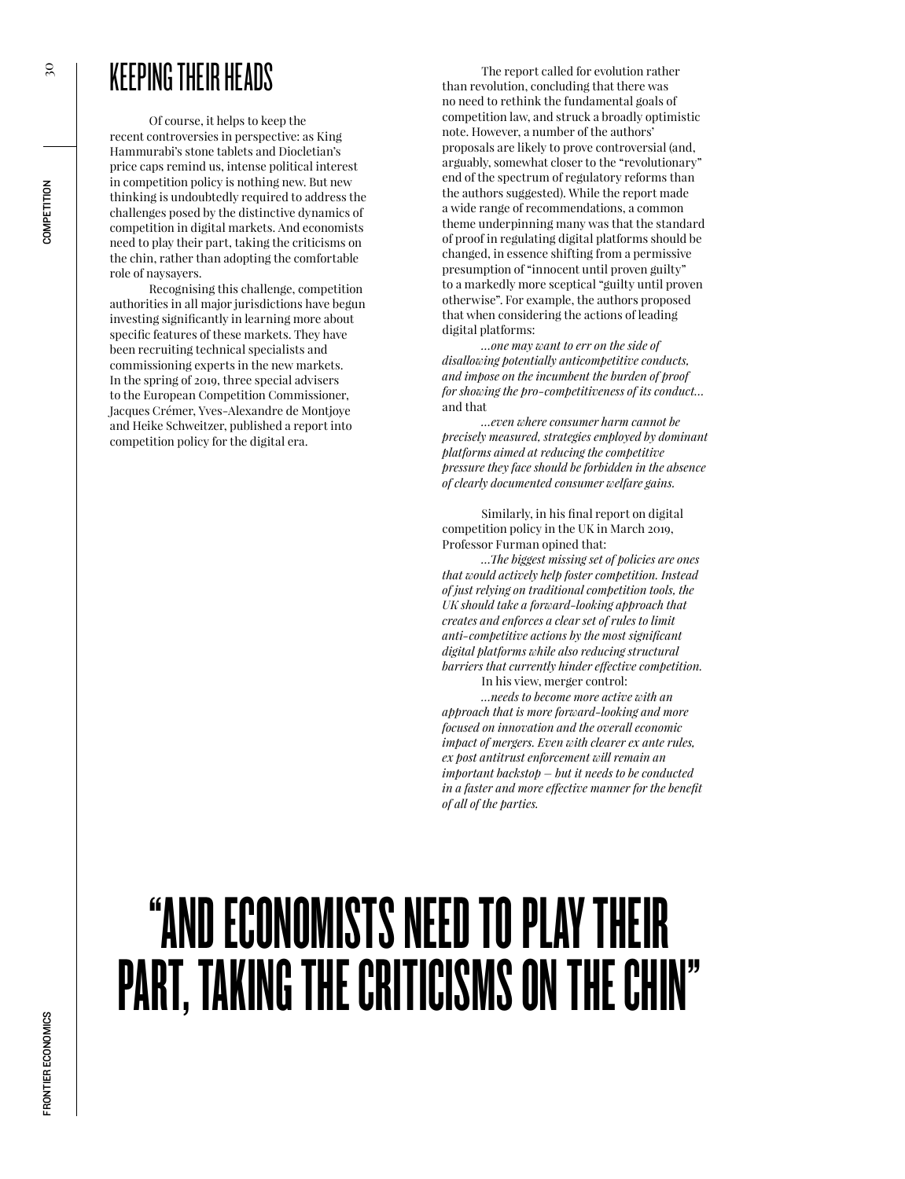## KEEPING THEIR HEADS

Of course, it helps to keep the recent controversies in perspective: as King Hammurabi's stone tablets and Diocletian's price caps remind us, intense political interest in competition policy is nothing new. But new thinking is undoubtedly required to address the challenges posed by the distinctive dynamics of competition in digital markets. And economists need to play their part, taking the criticisms on the chin, rather than adopting the comfortable role of naysayers.

Recognising this challenge, competition authorities in all major jurisdictions have begun investing significantly in learning more about specific features of these markets. They have been recruiting technical specialists and commissioning experts in the new markets. In the spring of 2019, three special advisers to the European Competition Commissioner, Jacques Crémer, Yves-Alexandre de Montjoye and Heike Schweitzer, published a report into competition policy for the digital era.

The report called for evolution rather than revolution, concluding that there was no need to rethink the fundamental goals of competition law, and struck a broadly optimistic note. However, a number of the authors' proposals are likely to prove controversial (and, arguably, somewhat closer to the "revolutionary" end of the spectrum of regulatory reforms than the authors suggested). While the report made a wide range of recommendations, a common theme underpinning many was that the standard of proof in regulating digital platforms should be changed, in essence shifting from a permissive presumption of "innocent until proven guilty" to a markedly more sceptical "guilty until proven otherwise". For example, the authors proposed that when considering the actions of leading digital platforms:

*…one may want to err on the side of disallowing potentially anticompetitive conducts, and impose on the incumbent the burden of proof for showing the pro-competitiveness of its conduct…*

and that

*…even where consumer harm cannot be precisely measured, strategies employed by dominant platforms aimed at reducing the competitive pressure they face should be forbidden in the absence of clearly documented consumer welfare gains.*

Similarly, in his final report on digital competition policy in the UK in March 2019, Professor Furman opined that:

*…The biggest missing set of policies are ones that would actively help foster competition. Instead of just relying on traditional competition tools, the UK should take a forward-looking approach that creates and enforces a clear set of rules to limit anti-competitive actions by the most significant digital platforms while also reducing structural barriers that currently hinder effective competition.*

In his view, merger control:

*…needs to become more active with an approach that is more forward-looking and more focused on innovation and the overall economic impact of mergers. Even with clearer ex ante rules, ex post antitrust enforcement will remain an important backstop – but it needs to be conducted in a faster and more effective manner for the benefit of all of the parties.*

**"AND ECONOMISTS NEED TO PLAY THEIR PART, TAKING THE CRITICISMS ON THE CHIN"**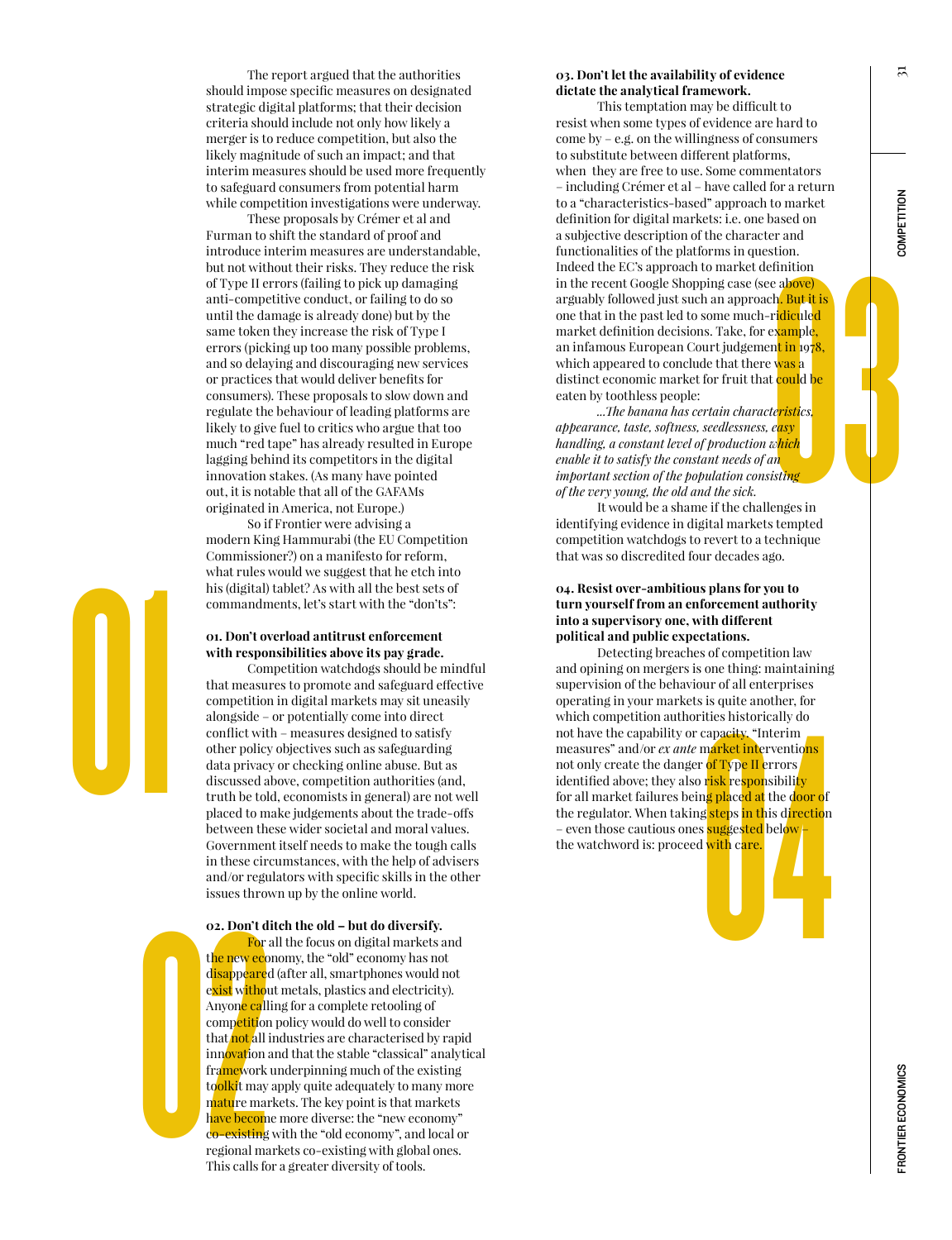The report argued that the authorities should impose specific measures on designated strategic digital platforms; that their decision criteria should include not only how likely a merger is to reduce competition, but also the likely magnitude of such an impact; and that interim measures should be used more frequently to safeguard consumers from potential harm while competition investigations were underway.

These proposals by Crémer et al and Furman to shift the standard of proof and introduce interim measures are understandable, but not without their risks. They reduce the risk of Type II errors (failing to pick up damaging anti-competitive conduct, or failing to do so until the damage is already done) but by the same token they increase the risk of Type I errors (picking up too many possible problems, and so delaying and discouraging new services or practices that would deliver benefits for consumers). These proposals to slow down and regulate the behaviour of leading platforms are likely to give fuel to critics who argue that too much "red tape" has already resulted in Europe lagging behind its competitors in the digital innovation stakes. (As many have pointed out, it is notable that all of the GAFAMs originated in America, not Europe.)

So if Frontier were advising a modern King Hammurabi (the EU Competition Commissioner?) on a manifesto for reform, what rules would we suggest that he etch into his (digital) tablet? As with all the best sets of commandments, let's start with the "don'ts":

**01. Don't overload antitrust enforcement with responsibilities above its pay grade.**

Competition watchdogs should be mindful that measures to promote and safeguard effective competition in digital markets may sit uneasily alongside – or potentially come into direct conflict with – measures designed to satisfy other policy objectives such as safeguarding data privacy or checking online abuse. But as discussed above, competition authorities (and, truth be told, economists in general) are not well placed to make judgements about the trade-offs between these wider societal and moral values. Government itself needs to make the tough calls in these circumstances, with the help of advisers and/or regulators with specific skills in the other issues thrown up by the online world.

**02. Don't ditch the old – but do diversify.**

For all the focus on digital markets and the new economy, the "old" economy has not disappeared (after all, smartphones would not exist without metals, plastics and electricity). Anyone calling for a complete retooling of competition policy would do well to consider that not all industries are characterised by rapid innovation and that the stable "classical" analytical framework underpinning much of the existing toolkit may apply quite adequately to many more mature markets. The key point is that markets have become more diverse: the "new economy" co-existing with the "old economy", and local or regional markets co-existing with global ones. This calls for a greater diversity of tools.

**03. Don't let the availability of evidence dictate the analytical framework.**

This temptation may be difficult to resist when some types of evidence are hard to come by – e.g. on the willingness of consumers to substitute between different platforms, when they are free to use. Some commentators – including Crémer et al – have called for a return to a "characteristics-based" approach to market definition for digital markets: i.e. one based on a subjective description of the character and functionalities of the platforms in question. Indeed the EC's approach to market definition in the recent Google Shopping case (see above) arguably followed just such an approach. But it is one that in the past led to some much-ridiculed market definition decisions. Take, for example, an infamous European Court judgement in 1978, which appeared to conclude that there was a distinct economic market for fruit that could be eaten by toothless people:

*...The banana has certain characteristics, appearance, taste, softness, seedlessness, easy handling, a constant level of production which enable it to satisfy the constant needs of an important section of the population consisting of the very young, the old and the sick.*

It would be a shame if the challenges in identifying evidence in digital markets tempted competition watchdogs to revert to a technique that was so discredited four decades ago.

**04. Resist over-ambitious plans for you to turn yourself from an enforcement authority into a supervisory one, with different political and public expectations.**

Detecting breaches of competition law and opining on mergers is one thing: maintaining supervision of the behaviour of all enterprises operating in your markets is quite another, for which competition authorities historically do not have the capability or capacity. "Interim measures" and/or *ex ante* market interventions not only create the danger of Type II errors identified above; they also risk responsibility for all market failures being placed at the door of the regulator. When taking steps in this direction – even those cautious ones suggested below – the watchword is: proceed with care.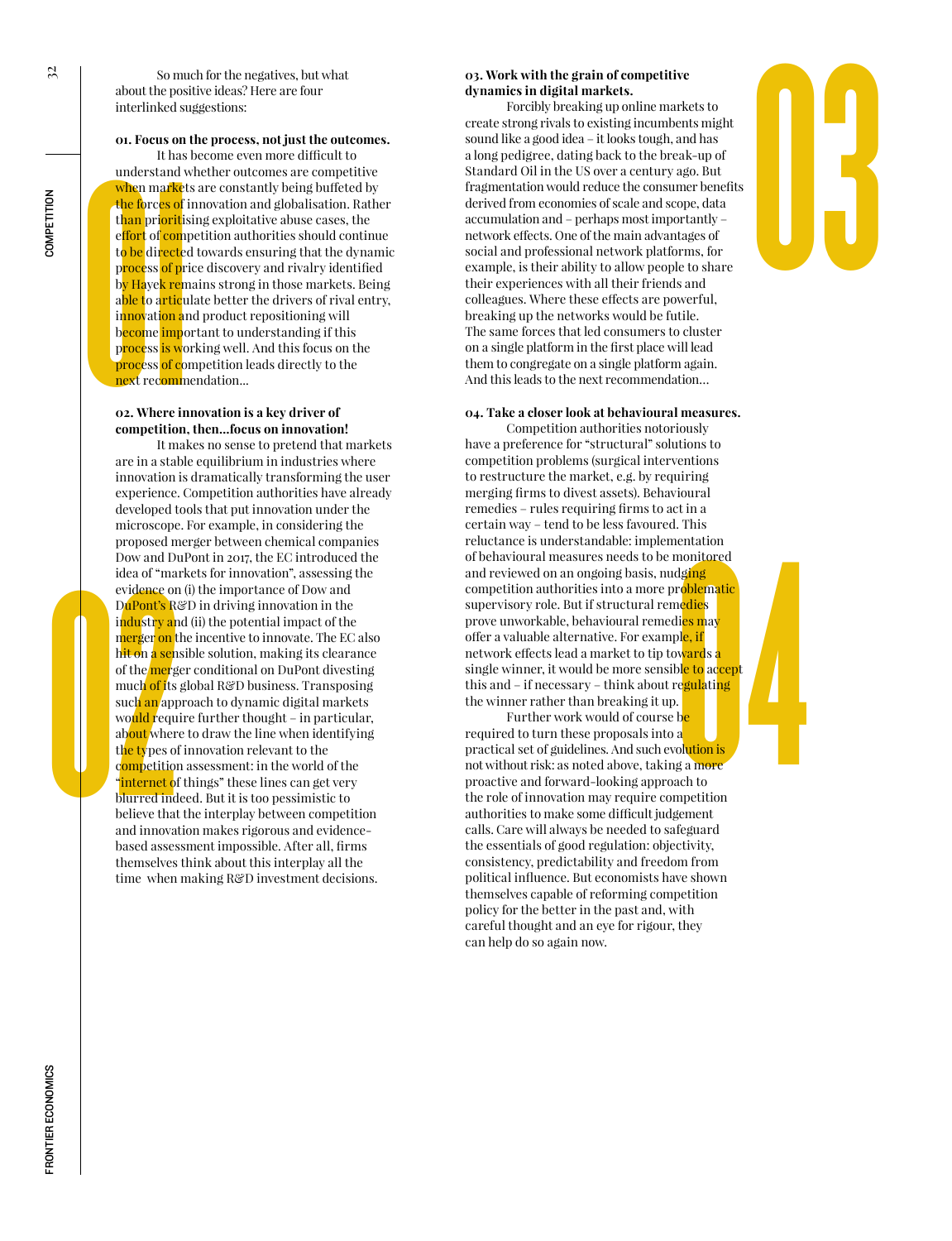So much for the negatives, but what about the positive ideas? Here are four interlinked suggestions:

**01. Focus on the process, not just the outcomes.**

It has become even more difficult to understand whether outcomes are competitive when markets are constantly being buffeted by the forces of innovation and globalisation. Rather than prioritising exploitative abuse cases, the effort of competition authorities should continue to be directed towards ensuring that the dynamic process of price discovery and rivalry identified by Hayek remains strong in those markets. Being able to articulate better the drivers of rival entry, innovation and product repositioning will become important to understanding if this process is working well. And this focus on the process of competition leads directly to the next recommendation…

**02. Where innovation is a key driver of competition, then…focus on innovation!**

It makes no sense to pretend that markets are in a stable equilibrium in industries where innovation is dramatically transforming the user experience. Competition authorities have already developed tools that put innovation under the microscope. For example, in considering the proposed merger between chemical companies Dow and DuPont in 2017, the EC introduced the idea of "markets for innovation", assessing the evidence on (i) the importance of Dow and DuPont's R&D in driving innovation in the industry and (ii) the potential impact of the merger on the incentive to innovate. The EC also hit on a sensible solution, making its clearance of the merger conditional on DuPont divesting much of its global R&D business. Transposing such an approach to dynamic digital markets would require further thought – in particular, about where to draw the line when identifying the types of innovation relevant to the competition assessment: in the world of the "internet of things" these lines can get very blurred indeed. But it is too pessimistic to believe that the interplay between competition and innovation makes rigorous and evidence-based assessment impossible. After all, firms themselves think about this interplay all the time when making R&D investment decisions.

**03. Work with the grain of competitive dynamics in digital markets.**

Forcibly breaking up online markets to create strong rivals to existing incumbents might sound like a good idea – it looks tough, and has a long pedigree, dating back to the break-up of Standard Oil in the US over a century ago. But fragmentation would reduce the consumer benefits derived from economies of scale and scope, data accumulation and – perhaps most importantly – network effects. One of the main advantages of social and professional network platforms, for example, is their ability to allow people to share their experiences with all their friends and colleagues. Where these effects are powerful, breaking up the networks would be futile. The same forces that led consumers to cluster on a single platform in the first place will lead them to congregate on a single platform again. And this leads to the next recommendation…

**04. Take a closer look at behavioural measures.**

Competition authorities notoriously have a preference for "structural" solutions to competition problems (surgical interventions to restructure the market, e.g. by requiring merging firms to divest assets). Behavioural remedies – rules requiring firms to act in a certain way – tend to be less favoured. This reluctance is understandable: implementation of behavioural measures needs to be monitored and reviewed on an ongoing basis, nudging competition authorities into a more problematic supervisory role. But if structural remedies prove unworkable, behavioural remedies may offer a valuable alternative. For example, if network effects lead a market to tip towards a single winner, it would be more sensible to accept this and – if necessary – think about regulating the winner rather than breaking it up.

Further work would of course be required to turn these proposals into a practical set of guidelines. And such evolution is not without risk: as noted above, taking a more proactive and forward-looking approach to the role of innovation may require competition authorities to make some difficult judgement calls. Care will always be needed to safeguard the essentials of good regulation: objectivity, consistency, predictability and freedom from political influence. But economists have shown themselves capable of reforming competition policy for the better in the past and, with careful thought and an eye for rigour, they can help do so again now.